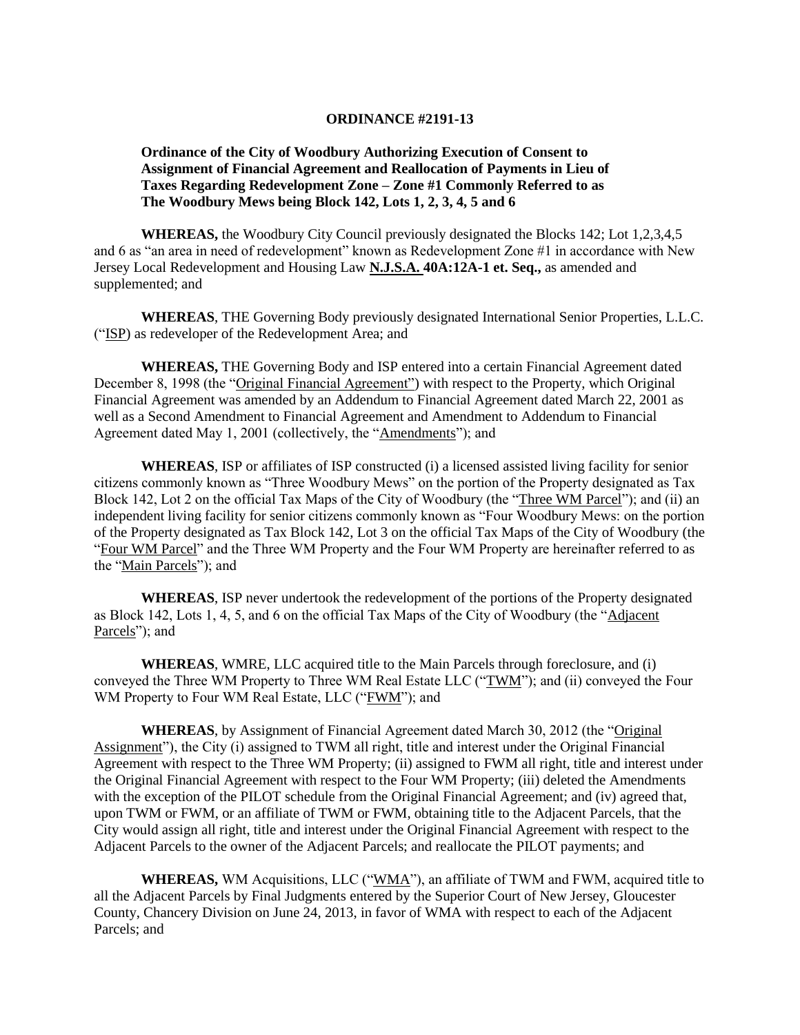**ORDINANCE #2191-13**

**Ordinance of the City of Woodbury Authorizing Execution of Consent to Assignment of Financial Agreement and Reallocation of Payments in Lieu of Taxes Regarding Redevelopment Zone – Zone #1 Commonly Referred to as The Woodbury Mews being Block 142, Lots 1, 2, 3, 4, 5 and 6**

**WHEREAS,** the Woodbury City Council previously designated the Blocks 142; Lot 1,2,3,4,5 and 6 as "an area in need of redevelopment" known as Redevelopment Zone #1 in accordance with New Jersey Local Redevelopment and Housing Law **N.J.S.A. 40A:12A-1 et. Seq.,** as amended and supplemented; and

**WHEREAS**, THE Governing Body previously designated International Senior Properties, L.L.C. ("ISP) as redeveloper of the Redevelopment Area; and

**WHEREAS,** THE Governing Body and ISP entered into a certain Financial Agreement dated December 8, 1998 (the "Original Financial Agreement") with respect to the Property, which Original Financial Agreement was amended by an Addendum to Financial Agreement dated March 22, 2001 as well as a Second Amendment to Financial Agreement and Amendment to Addendum to Financial Agreement dated May 1, 2001 (collectively, the "Amendments"); and

**WHEREAS**, ISP or affiliates of ISP constructed (i) a licensed assisted living facility for senior citizens commonly known as "Three Woodbury Mews" on the portion of the Property designated as Tax Block 142, Lot 2 on the official Tax Maps of the City of Woodbury (the "Three WM Parcel"); and (ii) an independent living facility for senior citizens commonly known as "Four Woodbury Mews: on the portion of the Property designated as Tax Block 142, Lot 3 on the official Tax Maps of the City of Woodbury (the "Four WM Parcel" and the Three WM Property and the Four WM Property are hereinafter referred to as the "Main Parcels"); and

**WHEREAS**, ISP never undertook the redevelopment of the portions of the Property designated as Block 142, Lots 1, 4, 5, and 6 on the official Tax Maps of the City of Woodbury (the "Adjacent Parcels"); and

**WHEREAS**, WMRE, LLC acquired title to the Main Parcels through foreclosure, and (i) conveyed the Three WM Property to Three WM Real Estate LLC ("TWM"); and (ii) conveyed the Four WM Property to Four WM Real Estate, LLC ("FWM"); and

**WHEREAS**, by Assignment of Financial Agreement dated March 30, 2012 (the "Original Assignment"), the City (i) assigned to TWM all right, title and interest under the Original Financial Agreement with respect to the Three WM Property; (ii) assigned to FWM all right, title and interest under the Original Financial Agreement with respect to the Four WM Property; (iii) deleted the Amendments with the exception of the PILOT schedule from the Original Financial Agreement; and (iv) agreed that, upon TWM or FWM, or an affiliate of TWM or FWM, obtaining title to the Adjacent Parcels, that the City would assign all right, title and interest under the Original Financial Agreement with respect to the Adjacent Parcels to the owner of the Adjacent Parcels; and reallocate the PILOT payments; and

**WHEREAS,** WM Acquisitions, LLC ("WMA"), an affiliate of TWM and FWM, acquired title to all the Adjacent Parcels by Final Judgments entered by the Superior Court of New Jersey, Gloucester County, Chancery Division on June 24, 2013, in favor of WMA with respect to each of the Adjacent Parcels; and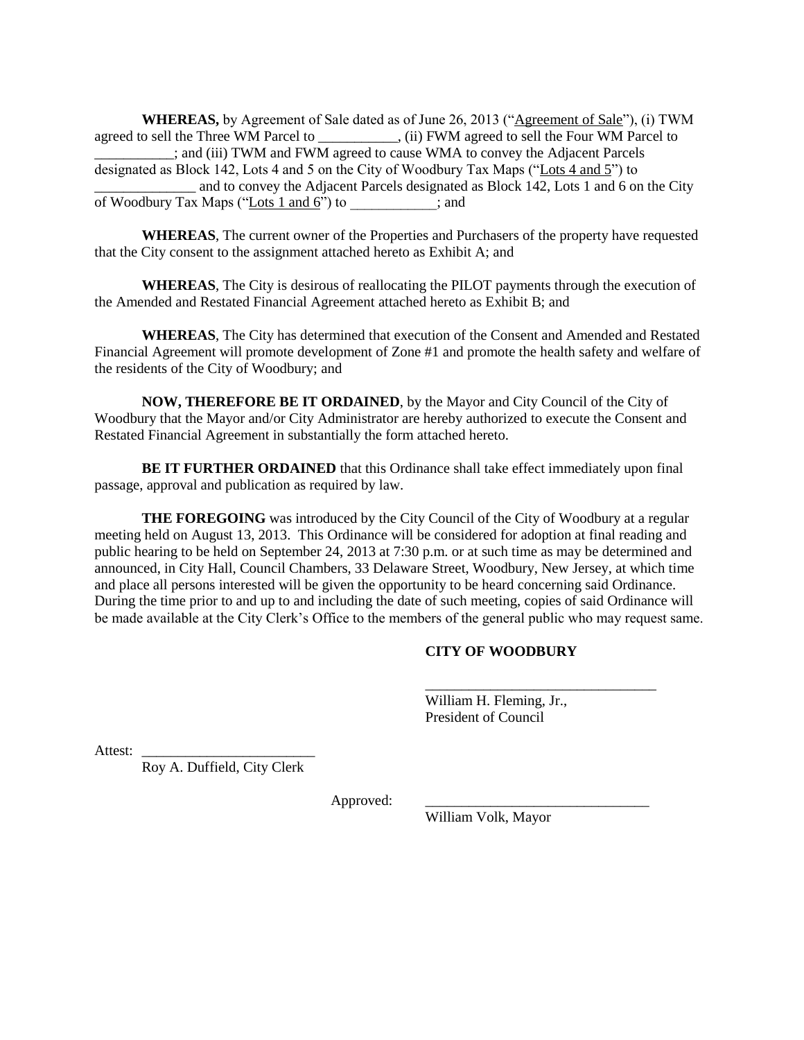**WHEREAS,** by Agreement of Sale dated as of June 26, 2013 ("Agreement of Sale"), (i) TWM agreed to sell the Three WM Parcel to ___________, (ii) FWM agreed to sell the Four WM Parcel to ___________; and (iii) TWM and FWM agreed to cause WMA to convey the Adjacent Parcels designated as Block 142, Lots 4 and 5 on the City of Woodbury Tax Maps ("Lots 4 and 5") to ______________ and to convey the Adjacent Parcels designated as Block 142, Lots 1 and 6 on the City of Woodbury Tax Maps ("Lots 1 and 6") to ____________; and

**WHEREAS**, The current owner of the Properties and Purchasers of the property have requested that the City consent to the assignment attached hereto as Exhibit A; and

**WHEREAS**, The City is desirous of reallocating the PILOT payments through the execution of the Amended and Restated Financial Agreement attached hereto as Exhibit B; and

**WHEREAS**, The City has determined that execution of the Consent and Amended and Restated Financial Agreement will promote development of Zone #1 and promote the health safety and welfare of the residents of the City of Woodbury; and

**NOW, THEREFORE BE IT ORDAINED**, by the Mayor and City Council of the City of Woodbury that the Mayor and/or City Administrator are hereby authorized to execute the Consent and Restated Financial Agreement in substantially the form attached hereto.

**BE IT FURTHER ORDAINED** that this Ordinance shall take effect immediately upon final passage, approval and publication as required by law.

**THE FOREGOING** was introduced by the City Council of the City of Woodbury at a regular meeting held on August 13, 2013. This Ordinance will be considered for adoption at final reading and public hearing to be held on September 24, 2013 at 7:30 p.m. or at such time as may be determined and announced, in City Hall, Council Chambers, 33 Delaware Street, Woodbury, New Jersey, at which time and place all persons interested will be given the opportunity to be heard concerning said Ordinance. During the time prior to and up to and including the date of such meeting, copies of said Ordinance will be made available at the City Clerk's Office to the members of the general public who may request same.

**CITY OF WOODBURY**

________________________________
William H. Fleming, Jr.,
President of Council

Attest: ________________________
Roy A. Duffield, City Clerk

Approved: ______________________________
William Volk, Mayor